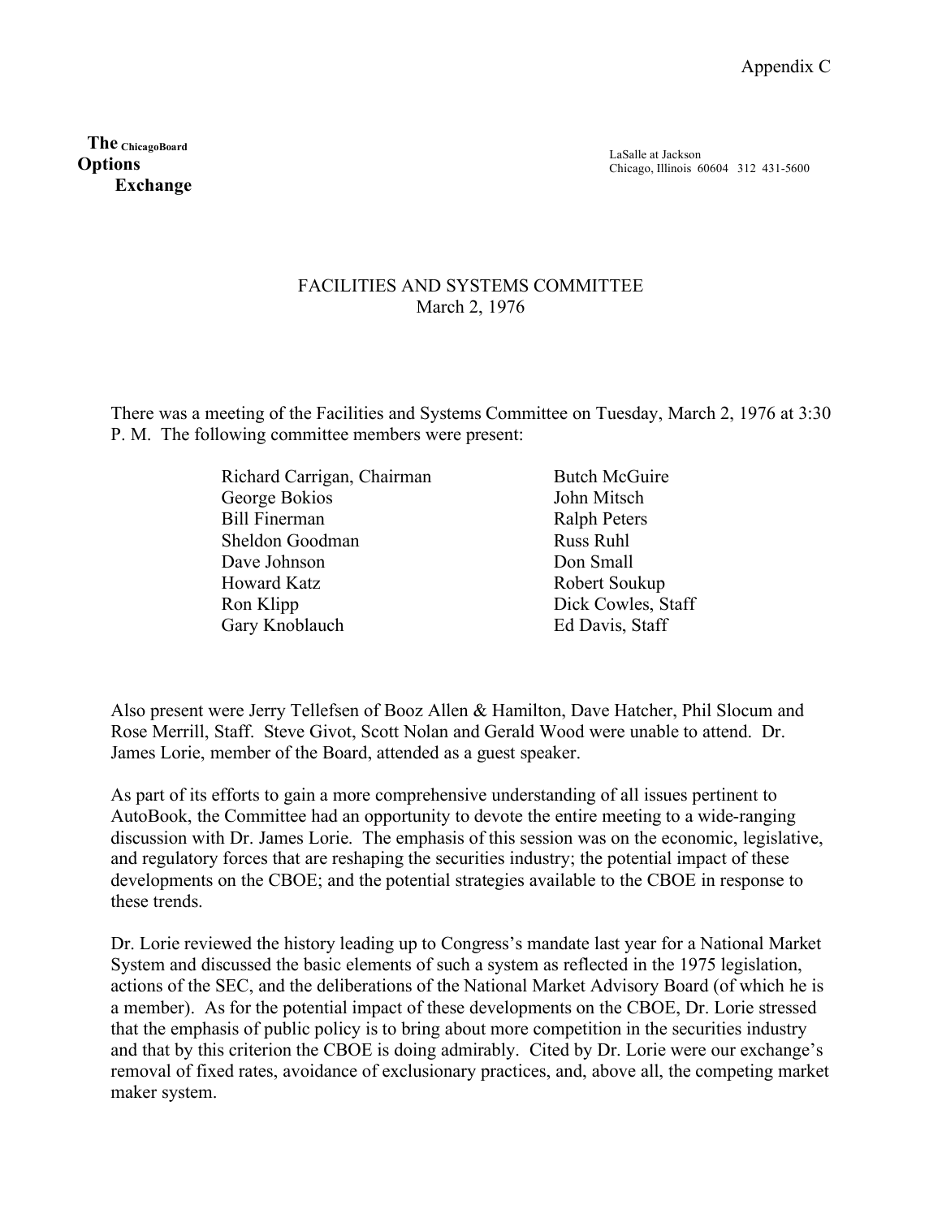Appendix C

**The** ChicagoBoard
**Options**
**Exchange**

LaSalle at Jackson
Chicago, Illinois 60604 312 431-5600

FACILITIES AND SYSTEMS COMMITTEE
March 2, 1976

There was a meeting of the Facilities and Systems Committee on Tuesday, March 2, 1976 at 3:30 P. M. The following committee members were present:

| | |
|---|---|
| Richard Carrigan, Chairman | Butch McGuire |
| George Bokios | John Mitsch |
| Bill Finerman | Ralph Peters |
| Sheldon Goodman | Russ Ruhl |
| Dave Johnson | Don Small |
| Howard Katz | Robert Soukup |
| Ron Klipp | Dick Cowles, Staff |
| Gary Knoblauch | Ed Davis, Staff |

Also present were Jerry Tellefsen of Booz Allen & Hamilton, Dave Hatcher, Phil Slocum and Rose Merrill, Staff. Steve Givot, Scott Nolan and Gerald Wood were unable to attend. Dr. James Lorie, member of the Board, attended as a guest speaker.

As part of its efforts to gain a more comprehensive understanding of all issues pertinent to AutoBook, the Committee had an opportunity to devote the entire meeting to a wide-ranging discussion with Dr. James Lorie. The emphasis of this session was on the economic, legislative, and regulatory forces that are reshaping the securities industry; the potential impact of these developments on the CBOE; and the potential strategies available to the CBOE in response to these trends.

Dr. Lorie reviewed the history leading up to Congress's mandate last year for a National Market System and discussed the basic elements of such a system as reflected in the 1975 legislation, actions of the SEC, and the deliberations of the National Market Advisory Board (of which he is a member). As for the potential impact of these developments on the CBOE, Dr. Lorie stressed that the emphasis of public policy is to bring about more competition in the securities industry and that by this criterion the CBOE is doing admirably. Cited by Dr. Lorie were our exchange's removal of fixed rates, avoidance of exclusionary practices, and, above all, the competing market maker system.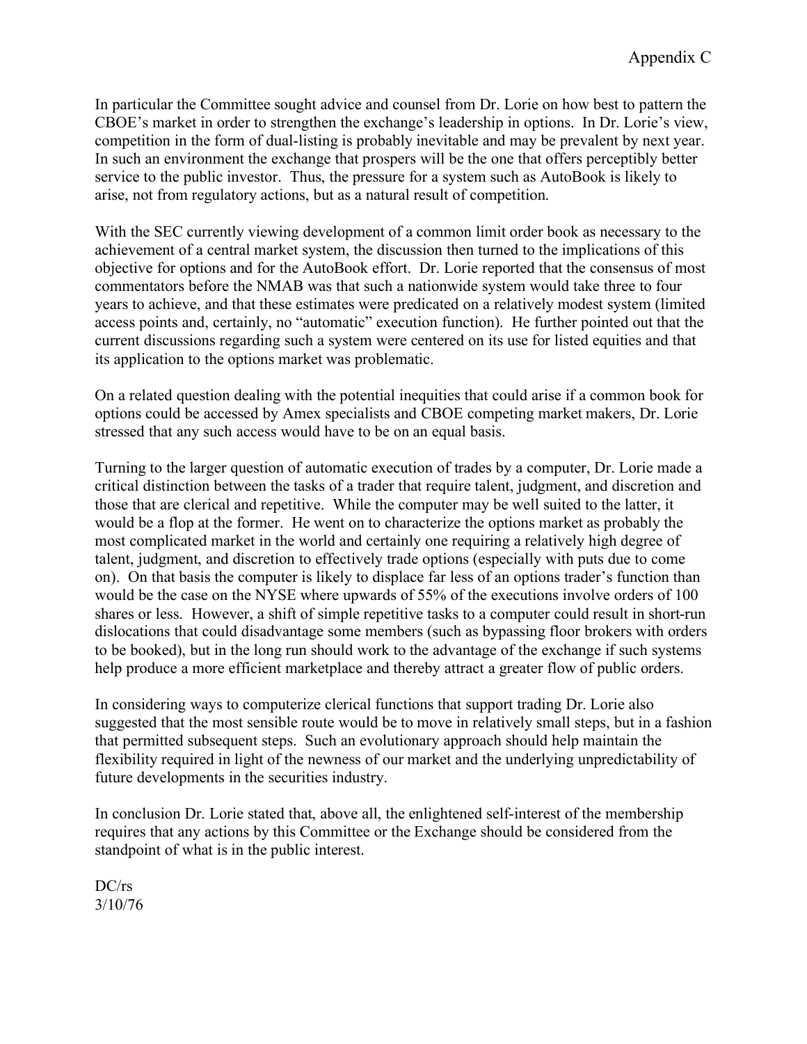Appendix C

In particular the Committee sought advice and counsel from Dr. Lorie on how best to pattern the CBOE's market in order to strengthen the exchange's leadership in options. In Dr. Lorie's view, competition in the form of dual-listing is probably inevitable and may be prevalent by next year. In such an environment the exchange that prospers will be the one that offers perceptibly better service to the public investor. Thus, the pressure for a system such as AutoBook is likely to arise, not from regulatory actions, but as a natural result of competition.

With the SEC currently viewing development of a common limit order book as necessary to the achievement of a central market system, the discussion then turned to the implications of this objective for options and for the AutoBook effort. Dr. Lorie reported that the consensus of most commentators before the NMAB was that such a nationwide system would take three to four years to achieve, and that these estimates were predicated on a relatively modest system (limited access points and, certainly, no "automatic" execution function). He further pointed out that the current discussions regarding such a system were centered on its use for listed equities and that its application to the options market was problematic.

On a related question dealing with the potential inequities that could arise if a common book for options could be accessed by Amex specialists and CBOE competing market makers, Dr. Lorie stressed that any such access would have to be on an equal basis.

Turning to the larger question of automatic execution of trades by a computer, Dr. Lorie made a critical distinction between the tasks of a trader that require talent, judgment, and discretion and those that are clerical and repetitive. While the computer may be well suited to the latter, it would be a flop at the former. He went on to characterize the options market as probably the most complicated market in the world and certainly one requiring a relatively high degree of talent, judgment, and discretion to effectively trade options (especially with puts due to come on). On that basis the computer is likely to displace far less of an options trader's function than would be the case on the NYSE where upwards of 55% of the executions involve orders of 100 shares or less. However, a shift of simple repetitive tasks to a computer could result in short-run dislocations that could disadvantage some members (such as bypassing floor brokers with orders to be booked), but in the long run should work to the advantage of the exchange if such systems help produce a more efficient marketplace and thereby attract a greater flow of public orders.

In considering ways to computerize clerical functions that support trading Dr. Lorie also suggested that the most sensible route would be to move in relatively small steps, but in a fashion that permitted subsequent steps. Such an evolutionary approach should help maintain the flexibility required in light of the newness of our market and the underlying unpredictability of future developments in the securities industry.

In conclusion Dr. Lorie stated that, above all, the enlightened self-interest of the membership requires that any actions by this Committee or the Exchange should be considered from the standpoint of what is in the public interest.

DC/rs
3/10/76